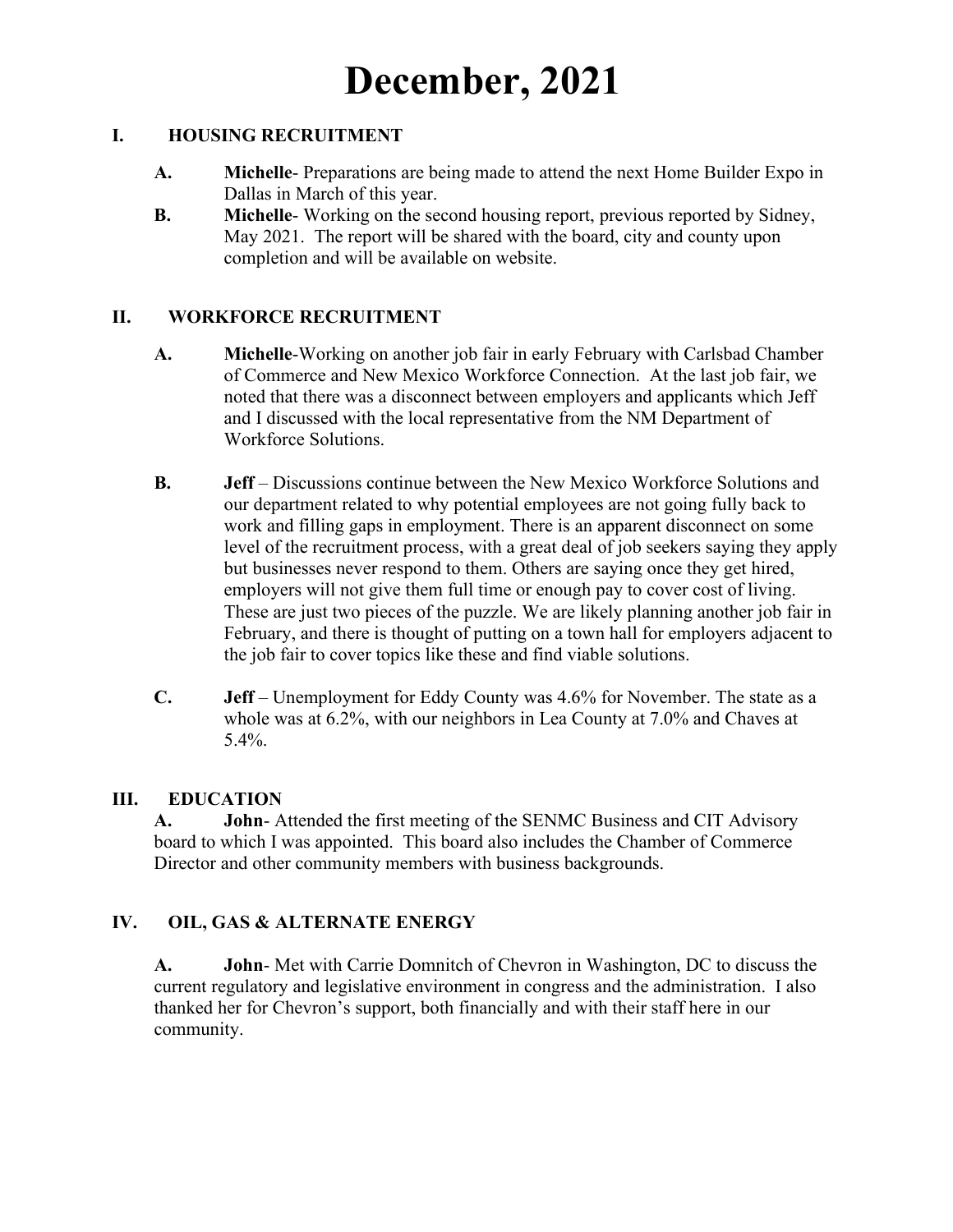# December, 2021

## I. HOUSING RECRUITMENT

**A.** **Michelle**- Preparations are being made to attend the next Home Builder Expo in Dallas in March of this year.

**B.** **Michelle**- Working on the second housing report, previous reported by Sidney, May 2021. The report will be shared with the board, city and county upon completion and will be available on website.

## II. WORKFORCE RECRUITMENT

**A.** **Michelle**-Working on another job fair in early February with Carlsbad Chamber of Commerce and New Mexico Workforce Connection. At the last job fair, we noted that there was a disconnect between employers and applicants which Jeff and I discussed with the local representative from the NM Department of Workforce Solutions.

**B.** **Jeff** – Discussions continue between the New Mexico Workforce Solutions and our department related to why potential employees are not going fully back to work and filling gaps in employment. There is an apparent disconnect on some level of the recruitment process, with a great deal of job seekers saying they apply but businesses never respond to them. Others are saying once they get hired, employers will not give them full time or enough pay to cover cost of living. These are just two pieces of the puzzle. We are likely planning another job fair in February, and there is thought of putting on a town hall for employers adjacent to the job fair to cover topics like these and find viable solutions.

**C.** **Jeff** – Unemployment for Eddy County was 4.6% for November. The state as a whole was at 6.2%, with our neighbors in Lea County at 7.0% and Chaves at 5.4%.

## III. EDUCATION

**A.** **John**- Attended the first meeting of the SENMC Business and CIT Advisory board to which I was appointed. This board also includes the Chamber of Commerce Director and other community members with business backgrounds.

## IV. OIL, GAS & ALTERNATE ENERGY

**A.** **John**- Met with Carrie Domnitch of Chevron in Washington, DC to discuss the current regulatory and legislative environment in congress and the administration. I also thanked her for Chevron's support, both financially and with their staff here in our community.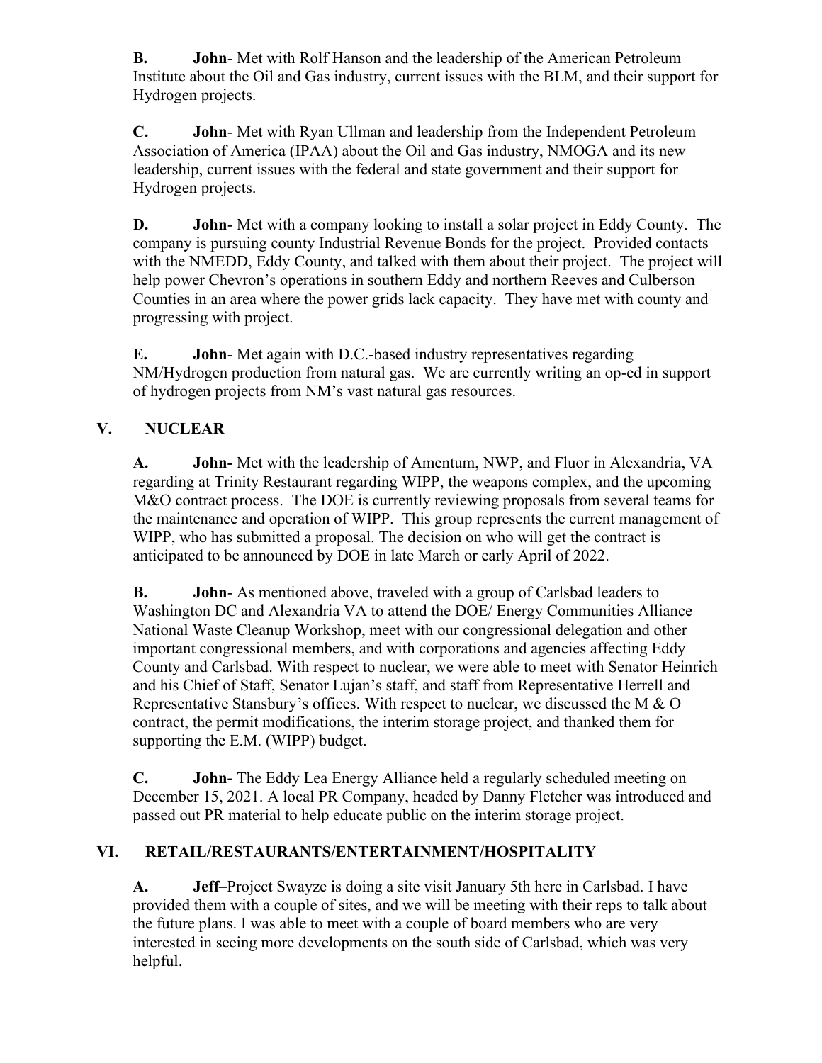**B.** **John**- Met with Rolf Hanson and the leadership of the American Petroleum Institute about the Oil and Gas industry, current issues with the BLM, and their support for Hydrogen projects.

**C.** **John**- Met with Ryan Ullman and leadership from the Independent Petroleum Association of America (IPAA) about the Oil and Gas industry, NMOGA and its new leadership, current issues with the federal and state government and their support for Hydrogen projects.

**D.** **John**- Met with a company looking to install a solar project in Eddy County. The company is pursuing county Industrial Revenue Bonds for the project. Provided contacts with the NMEDD, Eddy County, and talked with them about their project. The project will help power Chevron's operations in southern Eddy and northern Reeves and Culberson Counties in an area where the power grids lack capacity. They have met with county and progressing with project.

**E.** **John**- Met again with D.C.-based industry representatives regarding NM/Hydrogen production from natural gas. We are currently writing an op-ed in support of hydrogen projects from NM's vast natural gas resources.

## V. NUCLEAR

**A.** **John-** Met with the leadership of Amentum, NWP, and Fluor in Alexandria, VA regarding at Trinity Restaurant regarding WIPP, the weapons complex, and the upcoming M&O contract process. The DOE is currently reviewing proposals from several teams for the maintenance and operation of WIPP. This group represents the current management of WIPP, who has submitted a proposal. The decision on who will get the contract is anticipated to be announced by DOE in late March or early April of 2022.

**B.** **John**- As mentioned above, traveled with a group of Carlsbad leaders to Washington DC and Alexandria VA to attend the DOE/ Energy Communities Alliance National Waste Cleanup Workshop, meet with our congressional delegation and other important congressional members, and with corporations and agencies affecting Eddy County and Carlsbad. With respect to nuclear, we were able to meet with Senator Heinrich and his Chief of Staff, Senator Lujan's staff, and staff from Representative Herrell and Representative Stansbury's offices. With respect to nuclear, we discussed the M & O contract, the permit modifications, the interim storage project, and thanked them for supporting the E.M. (WIPP) budget.

**C.** **John-** The Eddy Lea Energy Alliance held a regularly scheduled meeting on December 15, 2021. A local PR Company, headed by Danny Fletcher was introduced and passed out PR material to help educate public on the interim storage project.

## VI. RETAIL/RESTAURANTS/ENTERTAINMENT/HOSPITALITY

**A.** **Jeff**–Project Swayze is doing a site visit January 5th here in Carlsbad. I have provided them with a couple of sites, and we will be meeting with their reps to talk about the future plans. I was able to meet with a couple of board members who are very interested in seeing more developments on the south side of Carlsbad, which was very helpful.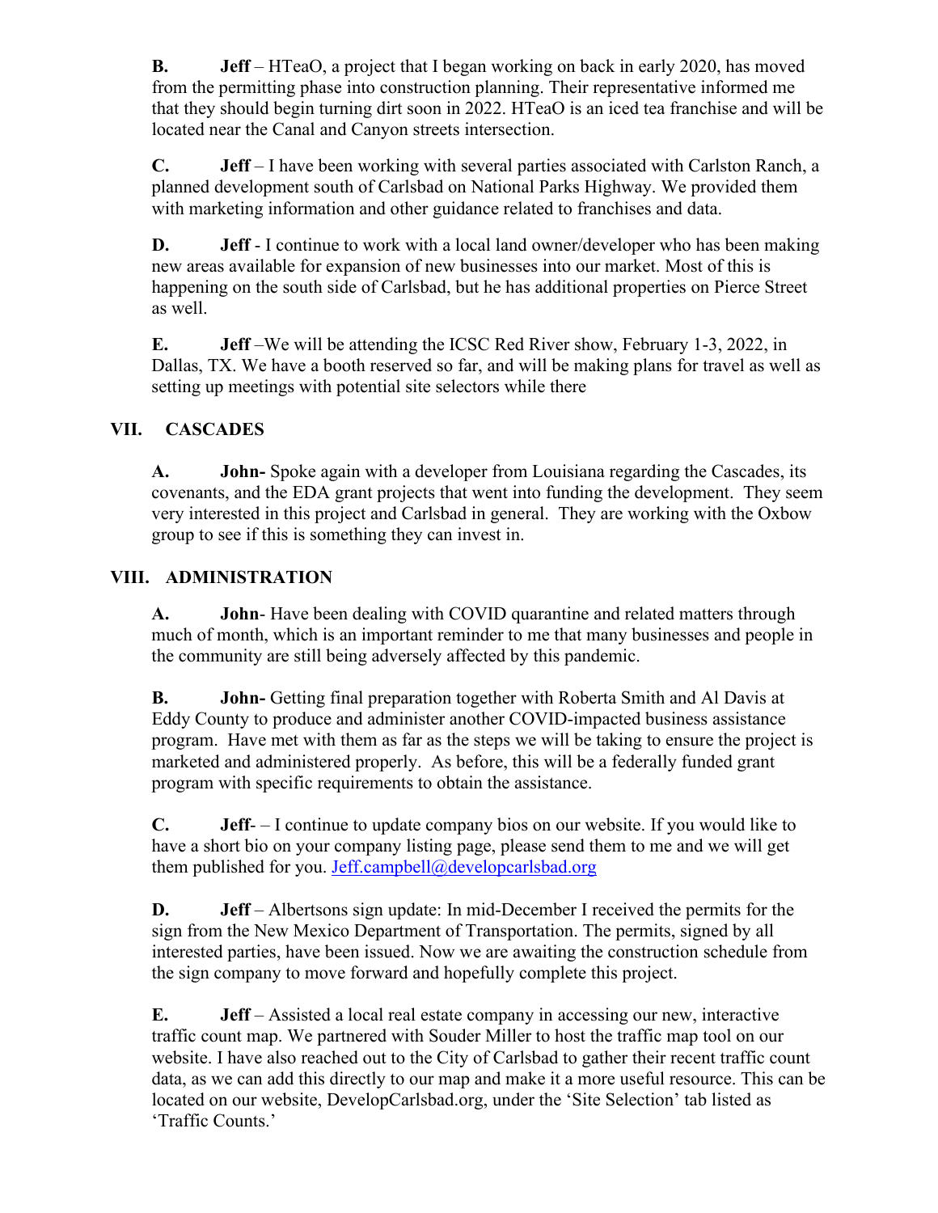**B.** **Jeff** – HTeaO, a project that I began working on back in early 2020, has moved from the permitting phase into construction planning. Their representative informed me that they should begin turning dirt soon in 2022. HTeaO is an iced tea franchise and will be located near the Canal and Canyon streets intersection.

**C.** **Jeff** – I have been working with several parties associated with Carlston Ranch, a planned development south of Carlsbad on National Parks Highway. We provided them with marketing information and other guidance related to franchises and data.

**D.** **Jeff** - I continue to work with a local land owner/developer who has been making new areas available for expansion of new businesses into our market. Most of this is happening on the south side of Carlsbad, but he has additional properties on Pierce Street as well.

**E.** **Jeff** –We will be attending the ICSC Red River show, February 1-3, 2022, in Dallas, TX. We have a booth reserved so far, and will be making plans for travel as well as setting up meetings with potential site selectors while there

## VII. CASCADES

**A.** **John-** Spoke again with a developer from Louisiana regarding the Cascades, its covenants, and the EDA grant projects that went into funding the development. They seem very interested in this project and Carlsbad in general. They are working with the Oxbow group to see if this is something they can invest in.

## VIII. ADMINISTRATION

**A.** **John**- Have been dealing with COVID quarantine and related matters through much of month, which is an important reminder to me that many businesses and people in the community are still being adversely affected by this pandemic.

**B.** **John-** Getting final preparation together with Roberta Smith and Al Davis at Eddy County to produce and administer another COVID-impacted business assistance program. Have met with them as far as the steps we will be taking to ensure the project is marketed and administered properly. As before, this will be a federally funded grant program with specific requirements to obtain the assistance.

**C.** **Jeff**- – I continue to update company bios on our website. If you would like to have a short bio on your company listing page, please send them to me and we will get them published for you. Jeff.campbell@developcarlsbad.org

**D.** **Jeff** – Albertsons sign update: In mid-December I received the permits for the sign from the New Mexico Department of Transportation. The permits, signed by all interested parties, have been issued. Now we are awaiting the construction schedule from the sign company to move forward and hopefully complete this project.

**E.** **Jeff** – Assisted a local real estate company in accessing our new, interactive traffic count map. We partnered with Souder Miller to host the traffic map tool on our website. I have also reached out to the City of Carlsbad to gather their recent traffic count data, as we can add this directly to our map and make it a more useful resource. This can be located on our website, DevelopCarlsbad.org, under the 'Site Selection' tab listed as 'Traffic Counts.'